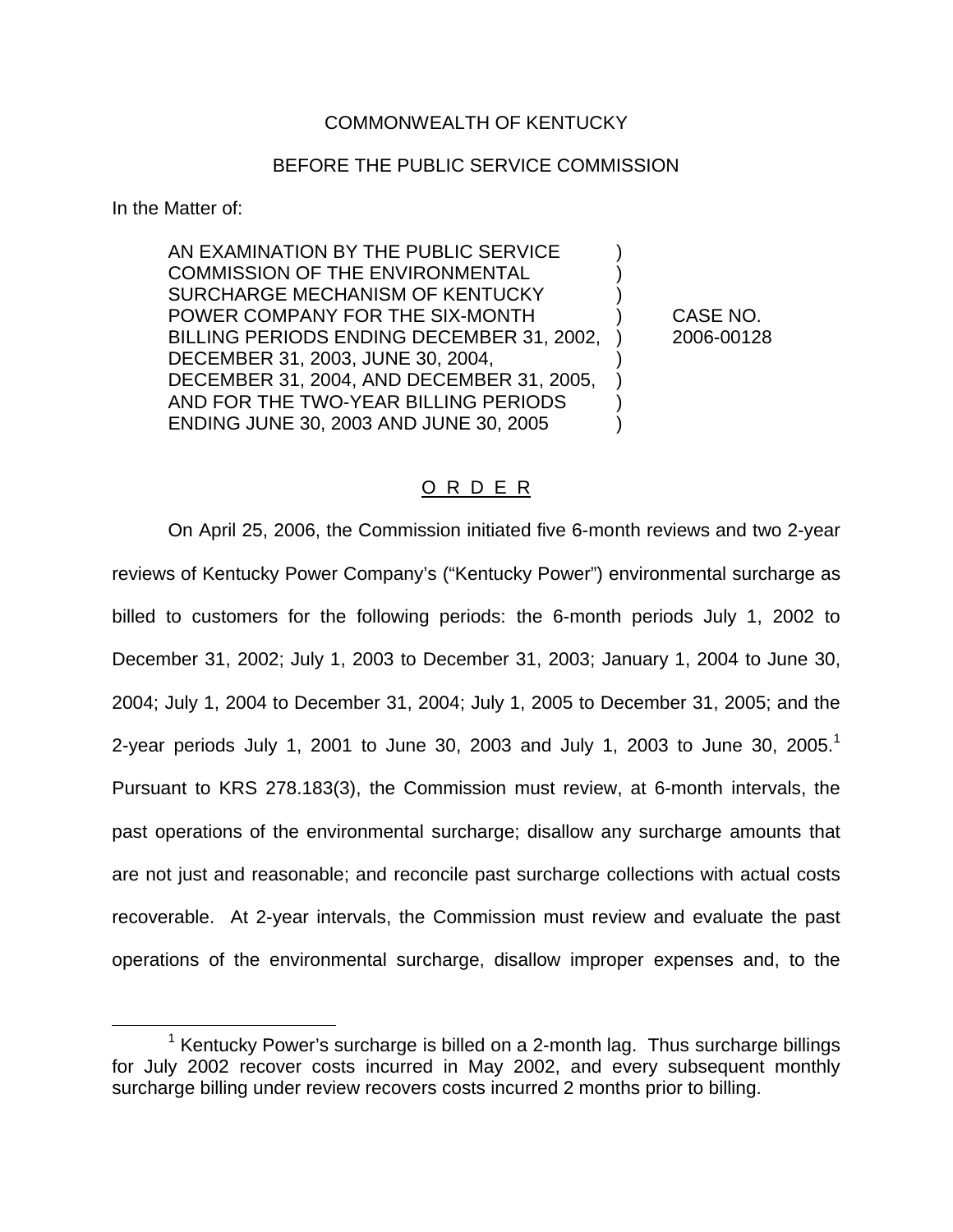COMMONWEALTH OF KENTUCKY

BEFORE THE PUBLIC SERVICE COMMISSION

In the Matter of:

| | |
|---|---|
| AN EXAMINATION BY THE PUBLIC SERVICE COMMISSION OF THE ENVIRONMENTAL SURCHARGE MECHANISM OF KENTUCKY POWER COMPANY FOR THE SIX-MONTH BILLING PERIODS ENDING DECEMBER 31, 2002, DECEMBER 31, 2003, JUNE 30, 2004, DECEMBER 31, 2004, AND DECEMBER 31, 2005, AND FOR THE TWO-YEAR BILLING PERIODS ENDING JUNE 30, 2003 AND JUNE 30, 2005 | CASE NO. 2006-00128 |

O R D E R

On April 25, 2006, the Commission initiated five 6-month reviews and two 2-year reviews of Kentucky Power Company's ("Kentucky Power") environmental surcharge as billed to customers for the following periods: the 6-month periods July 1, 2002 to December 31, 2002; July 1, 2003 to December 31, 2003; January 1, 2004 to June 30, 2004; July 1, 2004 to December 31, 2004; July 1, 2005 to December 31, 2005; and the 2-year periods July 1, 2001 to June 30, 2003 and July 1, 2003 to June 30, 2005.[1] Pursuant to KRS 278.183(3), the Commission must review, at 6-month intervals, the past operations of the environmental surcharge; disallow any surcharge amounts that are not just and reasonable; and reconcile past surcharge collections with actual costs recoverable. At 2-year intervals, the Commission must review and evaluate the past operations of the environmental surcharge, disallow improper expenses and, to the

[1] Kentucky Power's surcharge is billed on a 2-month lag. Thus surcharge billings for July 2002 recover costs incurred in May 2002, and every subsequent monthly surcharge billing under review recovers costs incurred 2 months prior to billing.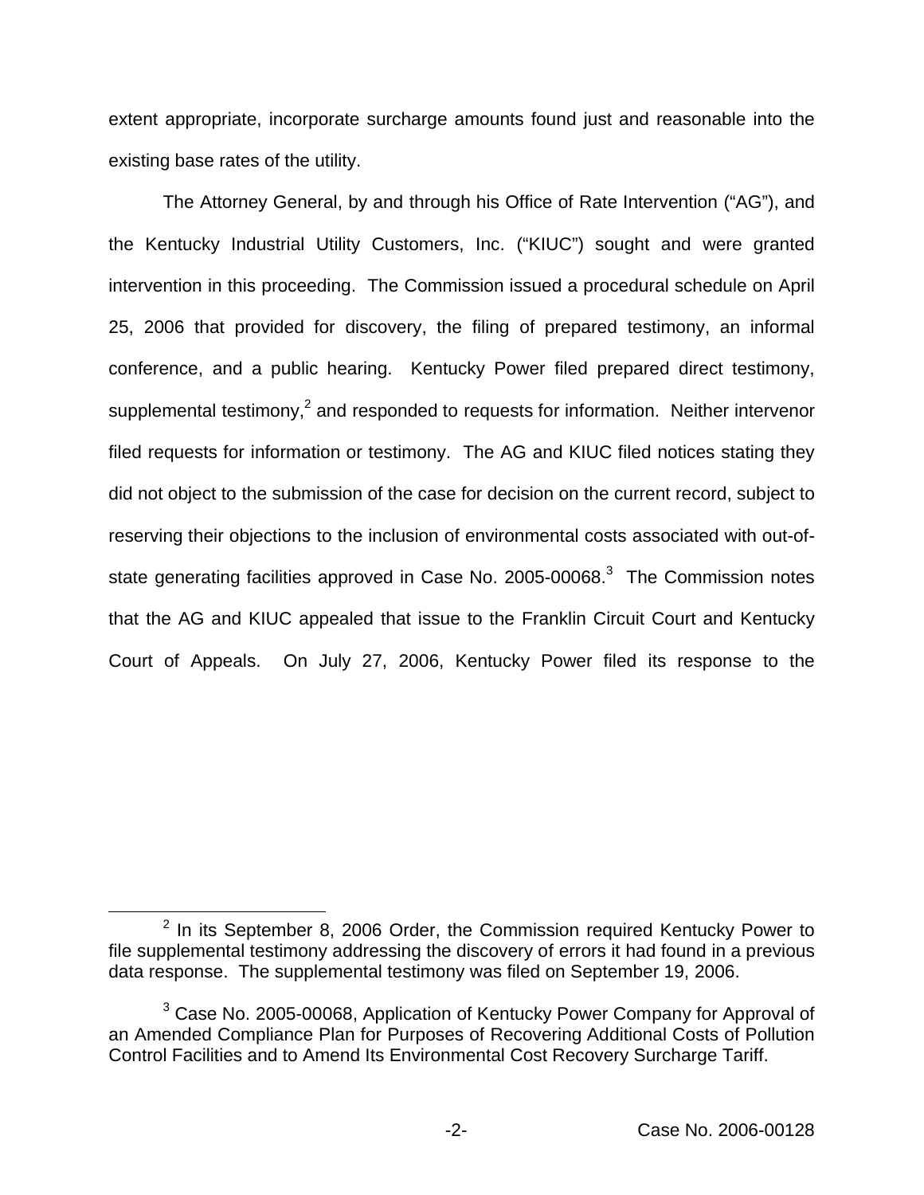extent appropriate, incorporate surcharge amounts found just and reasonable into the existing base rates of the utility.

The Attorney General, by and through his Office of Rate Intervention ("AG"), and the Kentucky Industrial Utility Customers, Inc. ("KIUC") sought and were granted intervention in this proceeding. The Commission issued a procedural schedule on April 25, 2006 that provided for discovery, the filing of prepared testimony, an informal conference, and a public hearing. Kentucky Power filed prepared direct testimony, supplemental testimony,[2] and responded to requests for information. Neither intervenor filed requests for information or testimony. The AG and KIUC filed notices stating they did not object to the submission of the case for decision on the current record, subject to reserving their objections to the inclusion of environmental costs associated with out-of-state generating facilities approved in Case No. 2005-00068.[3] The Commission notes that the AG and KIUC appealed that issue to the Franklin Circuit Court and Kentucky Court of Appeals. On July 27, 2006, Kentucky Power filed its response to the

[2] In its September 8, 2006 Order, the Commission required Kentucky Power to file supplemental testimony addressing the discovery of errors it had found in a previous data response. The supplemental testimony was filed on September 19, 2006.

[3] Case No. 2005-00068, Application of Kentucky Power Company for Approval of an Amended Compliance Plan for Purposes of Recovering Additional Costs of Pollution Control Facilities and to Amend Its Environmental Cost Recovery Surcharge Tariff.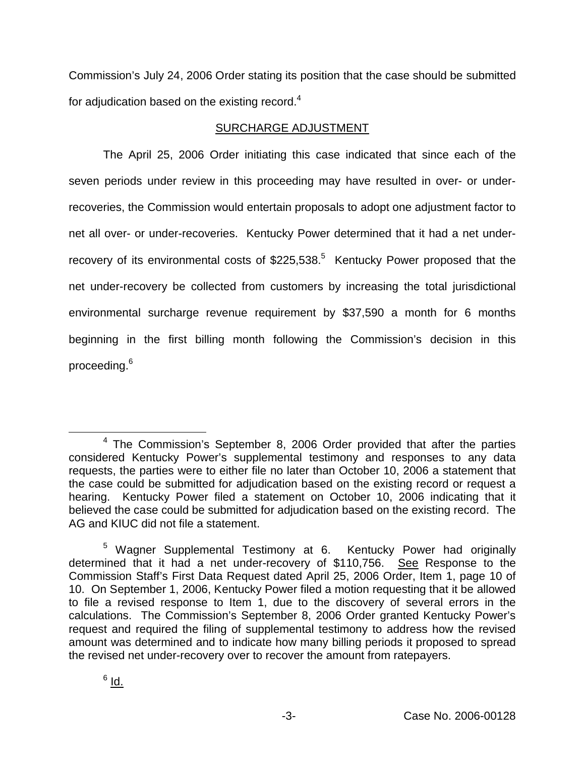Commission's July 24, 2006 Order stating its position that the case should be submitted for adjudication based on the existing record.[4]

## SURCHARGE ADJUSTMENT

The April 25, 2006 Order initiating this case indicated that since each of the seven periods under review in this proceeding may have resulted in over- or under-recoveries, the Commission would entertain proposals to adopt one adjustment factor to net all over- or under-recoveries. Kentucky Power determined that it had a net under-recovery of its environmental costs of $225,538.[5] Kentucky Power proposed that the net under-recovery be collected from customers by increasing the total jurisdictional environmental surcharge revenue requirement by $37,590 a month for 6 months beginning in the first billing month following the Commission's decision in this proceeding.[6]

---

[4] The Commission's September 8, 2006 Order provided that after the parties considered Kentucky Power's supplemental testimony and responses to any data requests, the parties were to either file no later than October 10, 2006 a statement that the case could be submitted for adjudication based on the existing record or request a hearing. Kentucky Power filed a statement on October 10, 2006 indicating that it believed the case could be submitted for adjudication based on the existing record. The AG and KIUC did not file a statement.

[5] Wagner Supplemental Testimony at 6. Kentucky Power had originally determined that it had a net under-recovery of $110,756. See Response to the Commission Staff's First Data Request dated April 25, 2006 Order, Item 1, page 10 of 10. On September 1, 2006, Kentucky Power filed a motion requesting that it be allowed to file a revised response to Item 1, due to the discovery of several errors in the calculations. The Commission's September 8, 2006 Order granted Kentucky Power's request and required the filing of supplemental testimony to address how the revised amount was determined and to indicate how many billing periods it proposed to spread the revised net under-recovery over to recover the amount from ratepayers.

[6] Id.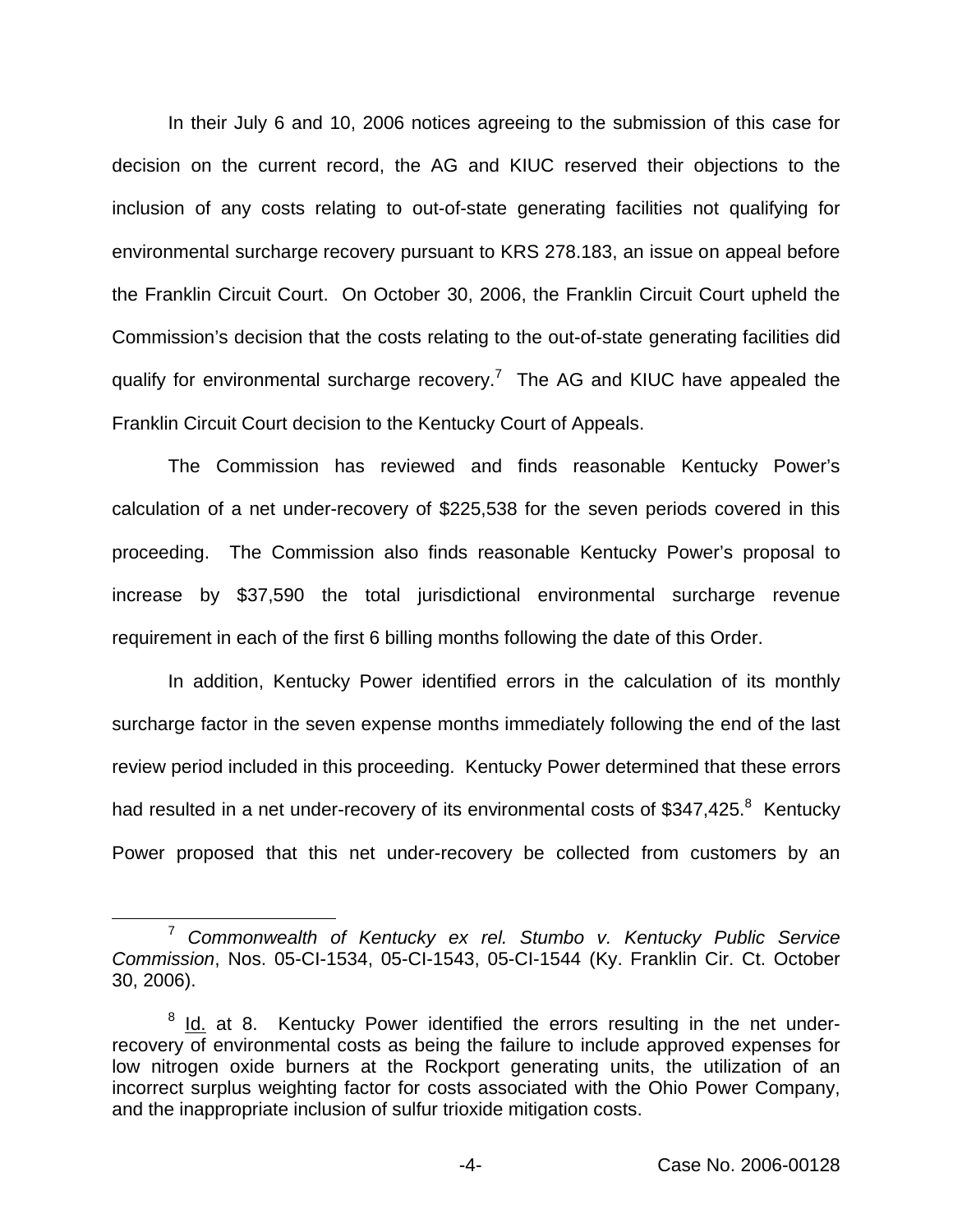In their July 6 and 10, 2006 notices agreeing to the submission of this case for decision on the current record, the AG and KIUC reserved their objections to the inclusion of any costs relating to out-of-state generating facilities not qualifying for environmental surcharge recovery pursuant to KRS 278.183, an issue on appeal before the Franklin Circuit Court. On October 30, 2006, the Franklin Circuit Court upheld the Commission's decision that the costs relating to the out-of-state generating facilities did qualify for environmental surcharge recovery.[7] The AG and KIUC have appealed the Franklin Circuit Court decision to the Kentucky Court of Appeals.

The Commission has reviewed and finds reasonable Kentucky Power's calculation of a net under-recovery of $225,538 for the seven periods covered in this proceeding. The Commission also finds reasonable Kentucky Power's proposal to increase by $37,590 the total jurisdictional environmental surcharge revenue requirement in each of the first 6 billing months following the date of this Order.

In addition, Kentucky Power identified errors in the calculation of its monthly surcharge factor in the seven expense months immediately following the end of the last review period included in this proceeding. Kentucky Power determined that these errors had resulted in a net under-recovery of its environmental costs of $347,425.[8] Kentucky Power proposed that this net under-recovery be collected from customers by an

---

[7] *Commonwealth of Kentucky ex rel. Stumbo v. Kentucky Public Service Commission*, Nos. 05-CI-1534, 05-CI-1543, 05-CI-1544 (Ky. Franklin Cir. Ct. October 30, 2006).

[8] Id. at 8. Kentucky Power identified the errors resulting in the net under-recovery of environmental costs as being the failure to include approved expenses for low nitrogen oxide burners at the Rockport generating units, the utilization of an incorrect surplus weighting factor for costs associated with the Ohio Power Company, and the inappropriate inclusion of sulfur trioxide mitigation costs.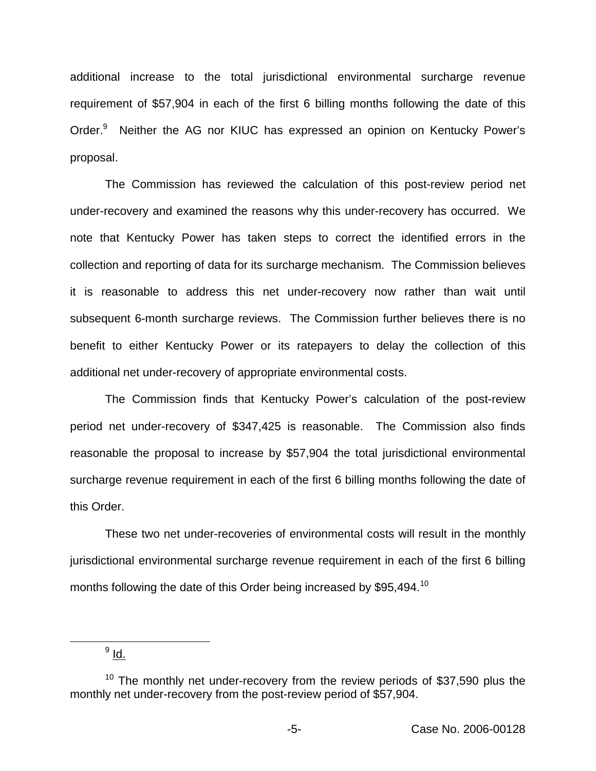additional increase to the total jurisdictional environmental surcharge revenue requirement of $57,904 in each of the first 6 billing months following the date of this Order.[9] Neither the AG nor KIUC has expressed an opinion on Kentucky Power's proposal.

The Commission has reviewed the calculation of this post-review period net under-recovery and examined the reasons why this under-recovery has occurred. We note that Kentucky Power has taken steps to correct the identified errors in the collection and reporting of data for its surcharge mechanism. The Commission believes it is reasonable to address this net under-recovery now rather than wait until subsequent 6-month surcharge reviews. The Commission further believes there is no benefit to either Kentucky Power or its ratepayers to delay the collection of this additional net under-recovery of appropriate environmental costs.

The Commission finds that Kentucky Power's calculation of the post-review period net under-recovery of $347,425 is reasonable. The Commission also finds reasonable the proposal to increase by $57,904 the total jurisdictional environmental surcharge revenue requirement in each of the first 6 billing months following the date of this Order.

These two net under-recoveries of environmental costs will result in the monthly jurisdictional environmental surcharge revenue requirement in each of the first 6 billing months following the date of this Order being increased by $95,494.[10]

---

[9] Id.

[10] The monthly net under-recovery from the review periods of $37,590 plus the monthly net under-recovery from the post-review period of $57,904.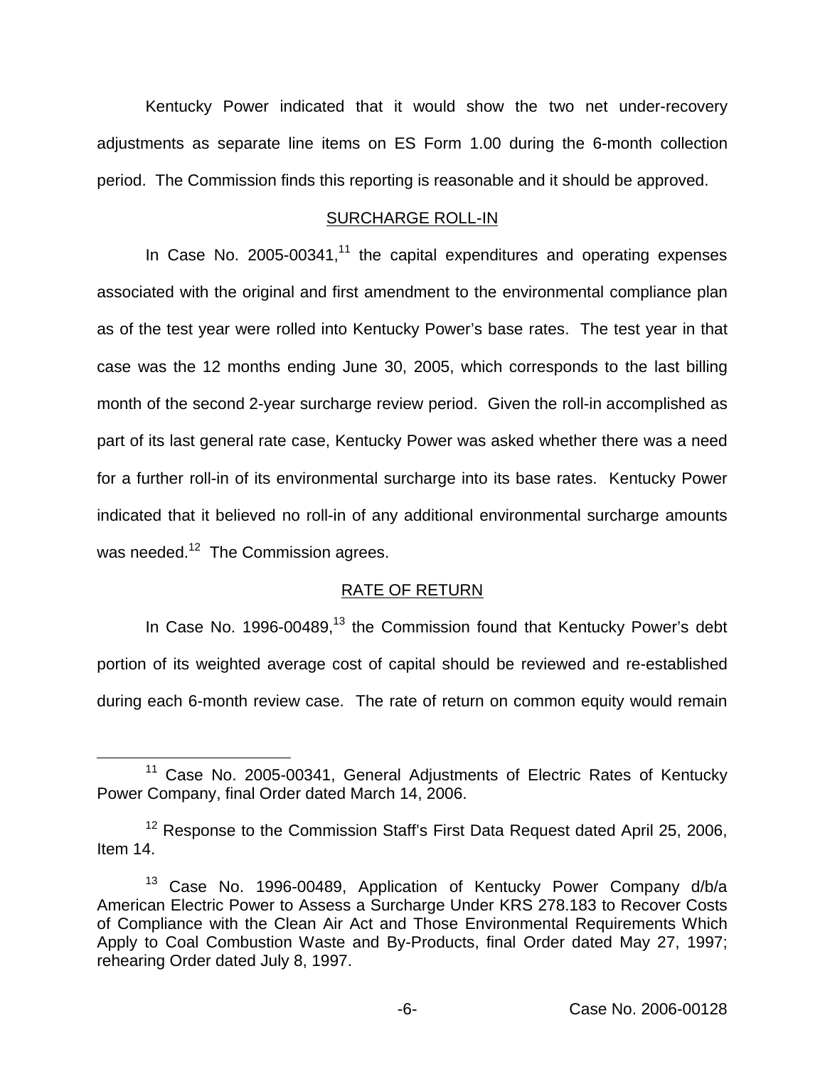Kentucky Power indicated that it would show the two net under-recovery adjustments as separate line items on ES Form 1.00 during the 6-month collection period. The Commission finds this reporting is reasonable and it should be approved.

## SURCHARGE ROLL-IN

In Case No. 2005-00341,[11] the capital expenditures and operating expenses associated with the original and first amendment to the environmental compliance plan as of the test year were rolled into Kentucky Power's base rates. The test year in that case was the 12 months ending June 30, 2005, which corresponds to the last billing month of the second 2-year surcharge review period. Given the roll-in accomplished as part of its last general rate case, Kentucky Power was asked whether there was a need for a further roll-in of its environmental surcharge into its base rates. Kentucky Power indicated that it believed no roll-in of any additional environmental surcharge amounts was needed.[12] The Commission agrees.

## RATE OF RETURN

In Case No. 1996-00489,[13] the Commission found that Kentucky Power's debt portion of its weighted average cost of capital should be reviewed and re-established during each 6-month review case. The rate of return on common equity would remain

[11] Case No. 2005-00341, General Adjustments of Electric Rates of Kentucky Power Company, final Order dated March 14, 2006.

[12] Response to the Commission Staff's First Data Request dated April 25, 2006, Item 14.

[13] Case No. 1996-00489, Application of Kentucky Power Company d/b/a American Electric Power to Assess a Surcharge Under KRS 278.183 to Recover Costs of Compliance with the Clean Air Act and Those Environmental Requirements Which Apply to Coal Combustion Waste and By-Products, final Order dated May 27, 1997; rehearing Order dated July 8, 1997.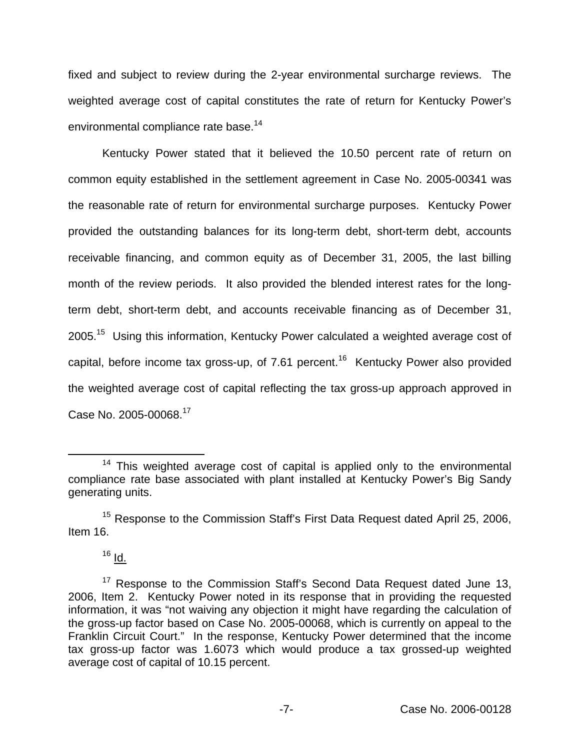fixed and subject to review during the 2-year environmental surcharge reviews. The weighted average cost of capital constitutes the rate of return for Kentucky Power's environmental compliance rate base.[14]

Kentucky Power stated that it believed the 10.50 percent rate of return on common equity established in the settlement agreement in Case No. 2005-00341 was the reasonable rate of return for environmental surcharge purposes. Kentucky Power provided the outstanding balances for its long-term debt, short-term debt, accounts receivable financing, and common equity as of December 31, 2005, the last billing month of the review periods. It also provided the blended interest rates for the long-term debt, short-term debt, and accounts receivable financing as of December 31, 2005.[15] Using this information, Kentucky Power calculated a weighted average cost of capital, before income tax gross-up, of 7.61 percent.[16] Kentucky Power also provided the weighted average cost of capital reflecting the tax gross-up approach approved in Case No. 2005-00068.[17]

---

[14] This weighted average cost of capital is applied only to the environmental compliance rate base associated with plant installed at Kentucky Power's Big Sandy generating units.

[15] Response to the Commission Staff's First Data Request dated April 25, 2006, Item 16.

[16] Id.

[17] Response to the Commission Staff's Second Data Request dated June 13, 2006, Item 2. Kentucky Power noted in its response that in providing the requested information, it was "not waiving any objection it might have regarding the calculation of the gross-up factor based on Case No. 2005-00068, which is currently on appeal to the Franklin Circuit Court." In the response, Kentucky Power determined that the income tax gross-up factor was 1.6073 which would produce a tax grossed-up weighted average cost of capital of 10.15 percent.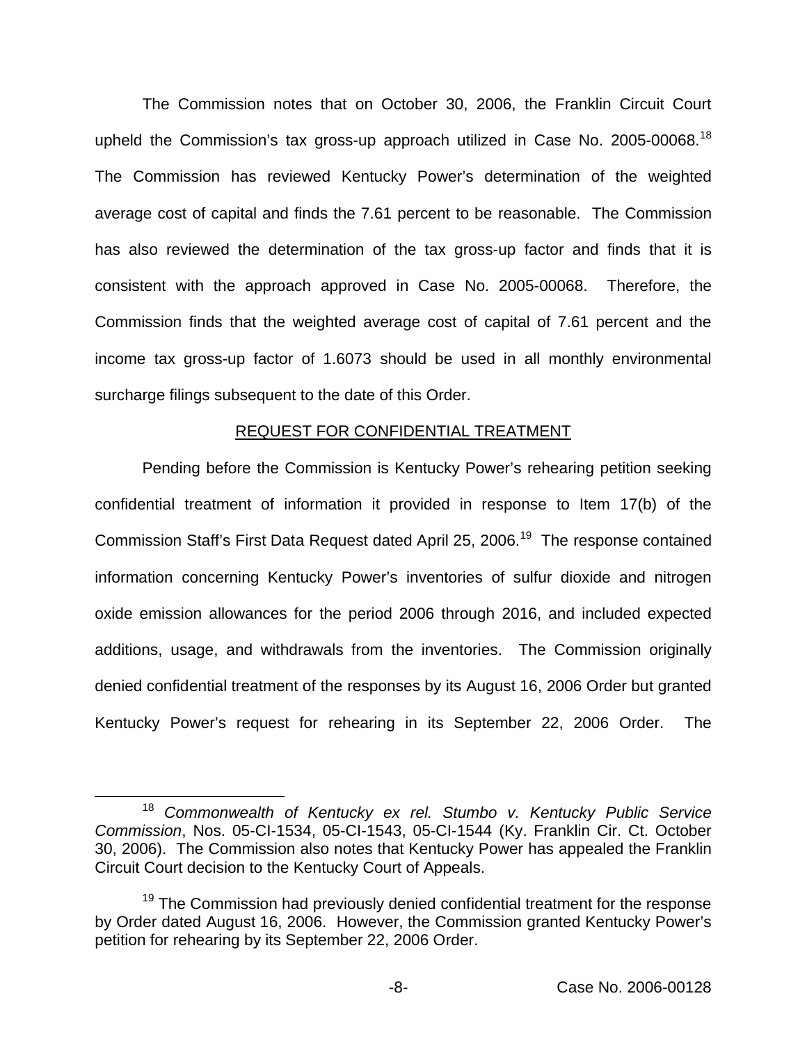The Commission notes that on October 30, 2006, the Franklin Circuit Court upheld the Commission's tax gross-up approach utilized in Case No. 2005-00068.[18] The Commission has reviewed Kentucky Power's determination of the weighted average cost of capital and finds the 7.61 percent to be reasonable. The Commission has also reviewed the determination of the tax gross-up factor and finds that it is consistent with the approach approved in Case No. 2005-00068. Therefore, the Commission finds that the weighted average cost of capital of 7.61 percent and the income tax gross-up factor of 1.6073 should be used in all monthly environmental surcharge filings subsequent to the date of this Order.

## REQUEST FOR CONFIDENTIAL TREATMENT

Pending before the Commission is Kentucky Power's rehearing petition seeking confidential treatment of information it provided in response to Item 17(b) of the Commission Staff's First Data Request dated April 25, 2006.[19] The response contained information concerning Kentucky Power's inventories of sulfur dioxide and nitrogen oxide emission allowances for the period 2006 through 2016, and included expected additions, usage, and withdrawals from the inventories. The Commission originally denied confidential treatment of the responses by its August 16, 2006 Order but granted Kentucky Power's request for rehearing in its September 22, 2006 Order. The

[18] *Commonwealth of Kentucky ex rel. Stumbo v. Kentucky Public Service Commission*, Nos. 05-CI-1534, 05-CI-1543, 05-CI-1544 (Ky. Franklin Cir. Ct. October 30, 2006). The Commission also notes that Kentucky Power has appealed the Franklin Circuit Court decision to the Kentucky Court of Appeals.

[19] The Commission had previously denied confidential treatment for the response by Order dated August 16, 2006. However, the Commission granted Kentucky Power's petition for rehearing by its September 22, 2006 Order.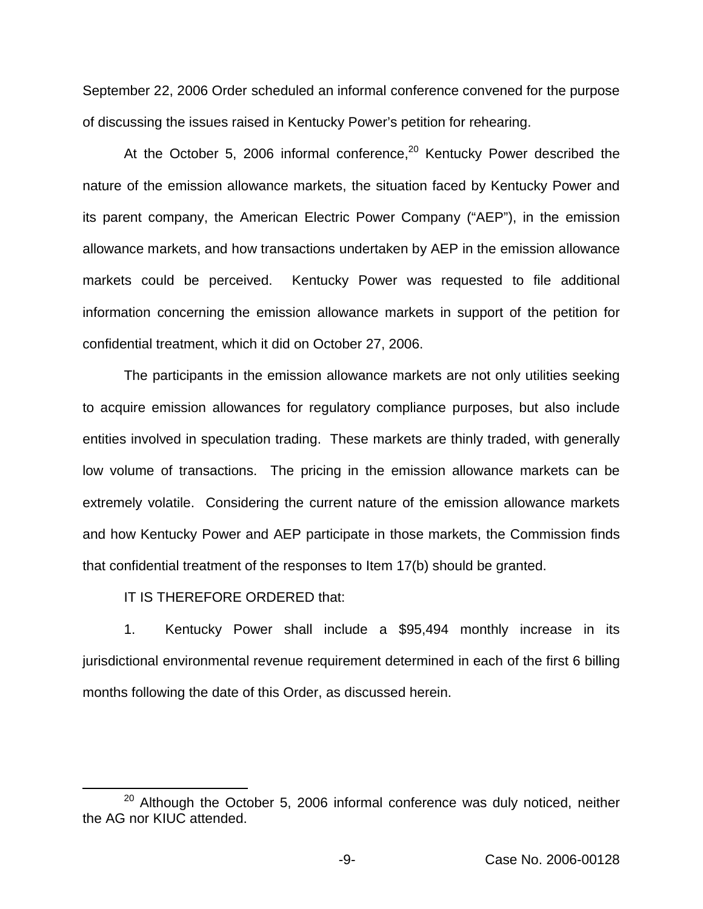September 22, 2006 Order scheduled an informal conference convened for the purpose of discussing the issues raised in Kentucky Power's petition for rehearing.

At the October 5, 2006 informal conference,[20] Kentucky Power described the nature of the emission allowance markets, the situation faced by Kentucky Power and its parent company, the American Electric Power Company ("AEP"), in the emission allowance markets, and how transactions undertaken by AEP in the emission allowance markets could be perceived. Kentucky Power was requested to file additional information concerning the emission allowance markets in support of the petition for confidential treatment, which it did on October 27, 2006.

The participants in the emission allowance markets are not only utilities seeking to acquire emission allowances for regulatory compliance purposes, but also include entities involved in speculation trading. These markets are thinly traded, with generally low volume of transactions. The pricing in the emission allowance markets can be extremely volatile. Considering the current nature of the emission allowance markets and how Kentucky Power and AEP participate in those markets, the Commission finds that confidential treatment of the responses to Item 17(b) should be granted.

IT IS THEREFORE ORDERED that:

1. Kentucky Power shall include a $95,494 monthly increase in its jurisdictional environmental revenue requirement determined in each of the first 6 billing months following the date of this Order, as discussed herein.

---

[20] Although the October 5, 2006 informal conference was duly noticed, neither the AG nor KIUC attended.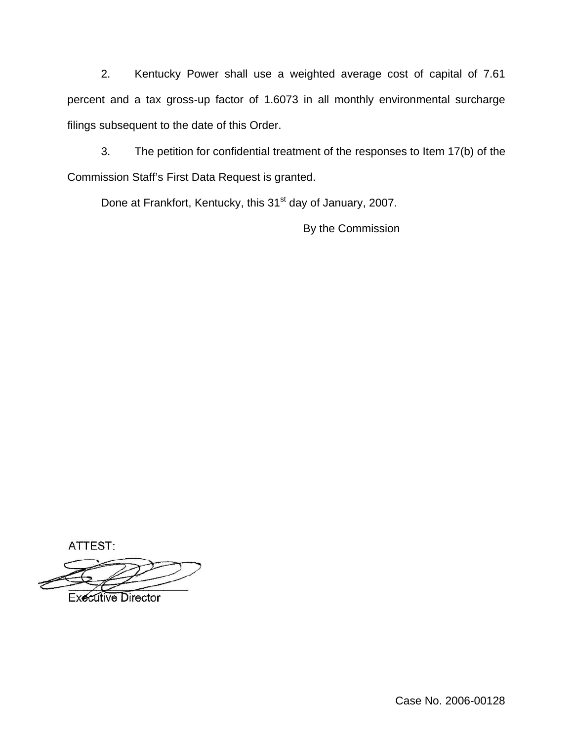2. Kentucky Power shall use a weighted average cost of capital of 7.61 percent and a tax gross-up factor of 1.6073 in all monthly environmental surcharge filings subsequent to the date of this Order.

3. The petition for confidential treatment of the responses to Item 17(b) of the Commission Staff's First Data Request is granted.

Done at Frankfort, Kentucky, this 31st day of January, 2007.

By the Commission

ATTEST:

Executive Director

Case No. 2006-00128